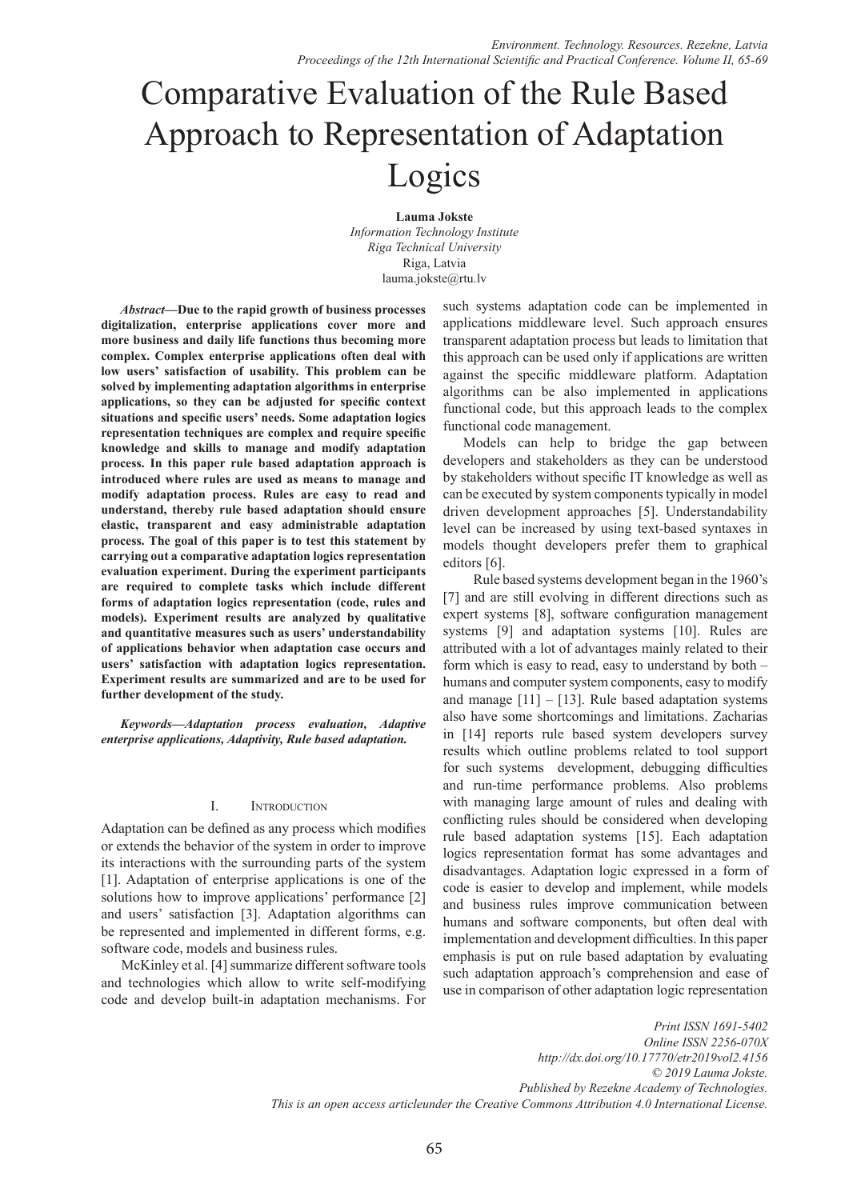# Comparative Evaluation of the Rule Based Approach to Representation of Adaptation Logics

**Lauma Jokste**
*Information Technology Institute*
*Riga Technical University*
Riga, Latvia
lauma.jokste@rtu.lv

***Abstract*—Due to the rapid growth of business processes digitalization, enterprise applications cover more and more business and daily life functions thus becoming more complex. Complex enterprise applications often deal with low users' satisfaction of usability. This problem can be solved by implementing adaptation algorithms in enterprise applications, so they can be adjusted for specific context situations and specific users' needs. Some adaptation logics representation techniques are complex and require specific knowledge and skills to manage and modify adaptation process. In this paper rule based adaptation approach is introduced where rules are used as means to manage and modify adaptation process. Rules are easy to read and understand, thereby rule based adaptation should ensure elastic, transparent and easy administrable adaptation process. The goal of this paper is to test this statement by carrying out a comparative adaptation logics representation evaluation experiment. During the experiment participants are required to complete tasks which include different forms of adaptation logics representation (code, rules and models). Experiment results are analyzed by qualitative and quantitative measures such as users' understandability of applications behavior when adaptation case occurs and users' satisfaction with adaptation logics representation. Experiment results are summarized and are to be used for further development of the study.**

***Keywords*—Adaptation process evaluation, Adaptive enterprise applications, Adaptivity, Rule based adaptation.**

## I. Introduction

Adaptation can be defined as any process which modifies or extends the behavior of the system in order to improve its interactions with the surrounding parts of the system [1]. Adaptation of enterprise applications is one of the solutions how to improve applications' performance [2] and users' satisfaction [3]. Adaptation algorithms can be represented and implemented in different forms, e.g. software code, models and business rules.

McKinley et al. [4] summarize different software tools and technologies which allow to write self-modifying code and develop built-in adaptation mechanisms. For such systems adaptation code can be implemented in applications middleware level. Such approach ensures transparent adaptation process but leads to limitation that this approach can be used only if applications are written against the specific middleware platform. Adaptation algorithms can be also implemented in applications functional code, but this approach leads to the complex functional code management.

Models can help to bridge the gap between developers and stakeholders as they can be understood by stakeholders without specific IT knowledge as well as can be executed by system components typically in model driven development approaches [5]. Understandability level can be increased by using text-based syntaxes in models thought developers prefer them to graphical editors [6].

Rule based systems development began in the 1960's [7] and are still evolving in different directions such as expert systems [8], software configuration management systems [9] and adaptation systems [10]. Rules are attributed with a lot of advantages mainly related to their form which is easy to read, easy to understand by both – humans and computer system components, easy to modify and manage [11] – [13]. Rule based adaptation systems also have some shortcomings and limitations. Zacharias in [14] reports rule based system developers survey results which outline problems related to tool support for such systems development, debugging difficulties and run-time performance problems. Also problems with managing large amount of rules and dealing with conflicting rules should be considered when developing rule based adaptation systems [15]. Each adaptation logics representation format has some advantages and disadvantages. Adaptation logic expressed in a form of code is easier to develop and implement, while models and business rules improve communication between humans and software components, but often deal with implementation and development difficulties. In this paper emphasis is put on rule based adaptation by evaluating such adaptation approach's comprehension and ease of use in comparison of other adaptation logic representation

*Print ISSN 1691-5402*
*Online ISSN 2256-070X*
*http://dx.doi.org/10.17770/etr2019vol2.4156*
*© 2019 Lauma Jokste.*
*Published by Rezekne Academy of Technologies.*
*This is an open access articleunder the Creative Commons Attribution 4.0 International License.*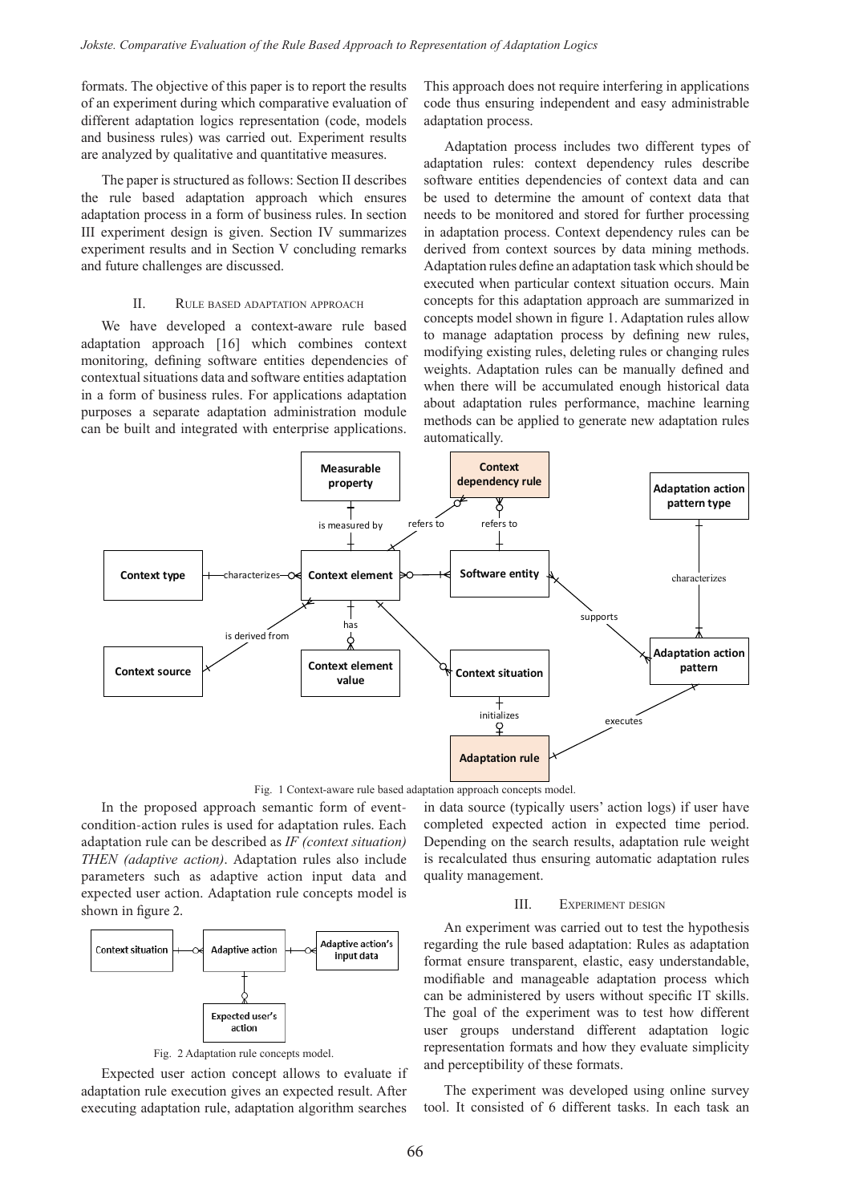formats. The objective of this paper is to report the results of an experiment during which comparative evaluation of different adaptation logics representation (code, models and business rules) was carried out. Experiment results are analyzed by qualitative and quantitative measures.

The paper is structured as follows: Section II describes the rule based adaptation approach which ensures adaptation process in a form of business rules. In section III experiment design is given. Section IV summarizes experiment results and in Section V concluding remarks and future challenges are discussed.

## II. Rule based adaptation approach

We have developed a context-aware rule based adaptation approach [16] which combines context monitoring, defining software entities dependencies of contextual situations data and software entities adaptation in a form of business rules. For applications adaptation purposes a separate adaptation administration module can be built and integrated with enterprise applications. This approach does not require interfering in applications code thus ensuring independent and easy administrable adaptation process.

Adaptation process includes two different types of adaptation rules: context dependency rules describe software entities dependencies of context data and can be used to determine the amount of context data that needs to be monitored and stored for further processing in adaptation process. Context dependency rules can be derived from context sources by data mining methods. Adaptation rules define an adaptation task which should be executed when particular context situation occurs. Main concepts for this adaptation approach are summarized in concepts model shown in figure 1. Adaptation rules allow to manage adaptation process by defining new rules, modifying existing rules, deleting rules or changing rules weights. Adaptation rules can be manually defined and when there will be accumulated enough historical data about adaptation rules performance, machine learning methods can be applied to generate new adaptation rules automatically.

Fig. 1 Context-aware rule based adaptation approach concepts model.

In the proposed approach semantic form of event-condition-action rules is used for adaptation rules. Each adaptation rule can be described as *IF (context situation) THEN (adaptive action)*. Adaptation rules also include parameters such as adaptive action input data and expected user action. Adaptation rule concepts model is shown in figure 2.

Fig. 2 Adaptation rule concepts model.

Expected user action concept allows to evaluate if adaptation rule execution gives an expected result. After executing adaptation rule, adaptation algorithm searches in data source (typically users' action logs) if user have completed expected action in expected time period. Depending on the search results, adaptation rule weight is recalculated thus ensuring automatic adaptation rules quality management.

## III. Experiment design

An experiment was carried out to test the hypothesis regarding the rule based adaptation: Rules as adaptation format ensure transparent, elastic, easy understandable, modifiable and manageable adaptation process which can be administered by users without specific IT skills. The goal of the experiment was to test how different user groups understand different adaptation logic representation formats and how they evaluate simplicity and perceptibility of these formats.

The experiment was developed using online survey tool. It consisted of 6 different tasks. In each task an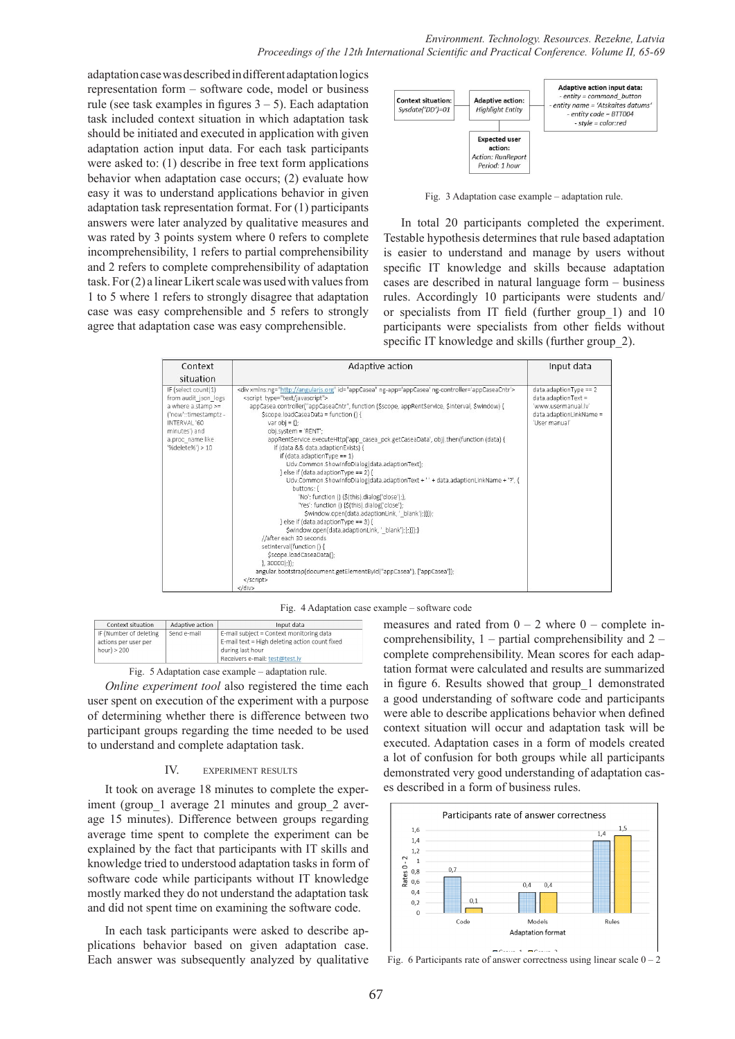adaptation case was described in different adaptation logics representation form – software code, model or business rule (see task examples in figures 3 – 5). Each adaptation task included context situation in which adaptation task should be initiated and executed in application with given adaptation action input data. For each task participants were asked to: (1) describe in free text form applications behavior when adaptation case occurs; (2) evaluate how easy it was to understand applications behavior in given adaptation task representation format. For (1) participants answers were later analyzed by qualitative measures and was rated by 3 points system where 0 refers to complete incomprehensibility, 1 refers to partial comprehensibility and 2 refers to complete comprehensibility of adaptation task. For (2) a linear Likert scale was used with values from 1 to 5 where 1 refers to strongly disagree that adaptation case was easy comprehensible and 5 refers to strongly agree that adaptation case was easy comprehensible.

Context situation: Sysdate('DD')=01 — Adaptive action: Highlight Entity — Adaptive action input data: - entity = command_button - entity name = 'Atskaites datums' - entity code = BTT004 - style = color:red — Expected user action: Action: RunReport Period: 1 hour

Fig. 3 Adaptation case example – adaptation rule.

In total 20 participants completed the experiment. Testable hypothesis determines that rule based adaptation is easier to understand and manage by users without specific IT knowledge and skills because adaptation cases are described in natural language form – business rules. Accordingly 10 participants were students and/or specialists from IT field (further group_1) and 10 participants were specialists from other fields without specific IT knowledge and skills (further group_2).

| Context situation | Adaptive action | Input data |
|---|---|---|
| IF (select count(1) from audit_json_logs a where a.stamp >= ('now'::timestamptz - INTERVAL '60 minutes') and a.proc_name like '%delete%') > 10 | (see code below) | data.adaptionType == 2 data.adaptionText = 'www.usermanual.lv' data.adaptionLinkName = 'User manual' |

```
<div xmlns:ng="http://angularjs.org" id="appCasea" ng-app='appCasea' ng-controller='appCaseaCntr'>
    <script type="text/javascript">
        appCasea.controller("appCaseaCntr", function ($scope, appRentService, $interval, $window) {
            $scope.loadCaseaData = function () {
                var obj = {};
                obj.system = 'RENT';
                appRentService.executeHttp('app_casea_pck.getCaseaData', obj).then(function (data) {
                    if (data && data.adaptionExists) {
                        if (data.adaptionType == 1)
                            Udv.Common.ShowInfoDialog(data.adaptionText);
                        } else if (data.adaptionType == 2) {
                            Udv.Common.ShowInfoDialog(data.adaptionText + ' ' + data.adaptionLinkName + '?', {
                                buttons: {
                                    'No': function () {$(this).dialog('close');},
                                    'Yes': function () {$(this).dialog('close');
                                        $window.open(data.adaptionLink, '_blank');}}});
                        } else if (data.adaptionType == 3) {
                            $window.open(data.adaptionLink, '_blank');}});}
            //after each 30 seconds
            setInterval(function () {
                $scope.loadCaseaData();
            }, 30000);});
        angular.bootstrap(document.getElementById("appCasea"), ['appCasea']);
    </script>
</div>
```

Fig. 4 Adaptation case example – software code

| Context situation | Adaptive action | Input data |
|---|---|---|
| IF (Number of deleting actions per user per hour) > 200 | Send e-mail | E-mail subject = Context monitoring data<br>E-mail text = High deleting action count fixed during last hour<br>Receivers e-mail: test@test.lv |

Fig. 5 Adaptation case example – adaptation rule.

*Online experiment tool* also registered the time each user spent on execution of the experiment with a purpose of determining whether there is difference between two participant groups regarding the time needed to be used to understand and complete adaptation task.

## IV. Experiment Results

It took on average 18 minutes to complete the experiment (group_1 average 21 minutes and group_2 average 15 minutes). Difference between groups regarding average time spent to complete the experiment can be explained by the fact that participants with IT skills and knowledge tried to understood adaptation tasks in form of software code while participants without IT knowledge mostly marked they do not understand the adaptation task and did not spent time on examining the software code.

In each task participants were asked to describe applications behavior based on given adaptation case. Each answer was subsequently analyzed by qualitative measures and rated from 0 – 2 where 0 – complete incomprehensibility, 1 – partial comprehensibility and 2 – complete comprehensibility. Mean scores for each adaptation format were calculated and results are summarized in figure 6. Results showed that group_1 demonstrated a good understanding of software code and participants were able to describe applications behavior when defined context situation will occur and adaptation task will be executed. Adaptation cases in a form of models created a lot of confusion for both groups while all participants demonstrated very good understanding of adaptation cases described in a form of business rules.

Participants rate of answer correctness

| Adaptation format | Group_1 | Group_2 |
|---|---|---|
| Code | 0,7 | 0,1 |
| Models | 0,4 | 0,4 |
| Rules | 1,4 | 1,5 |

Fig. 6 Participants rate of answer correctness using linear scale 0 – 2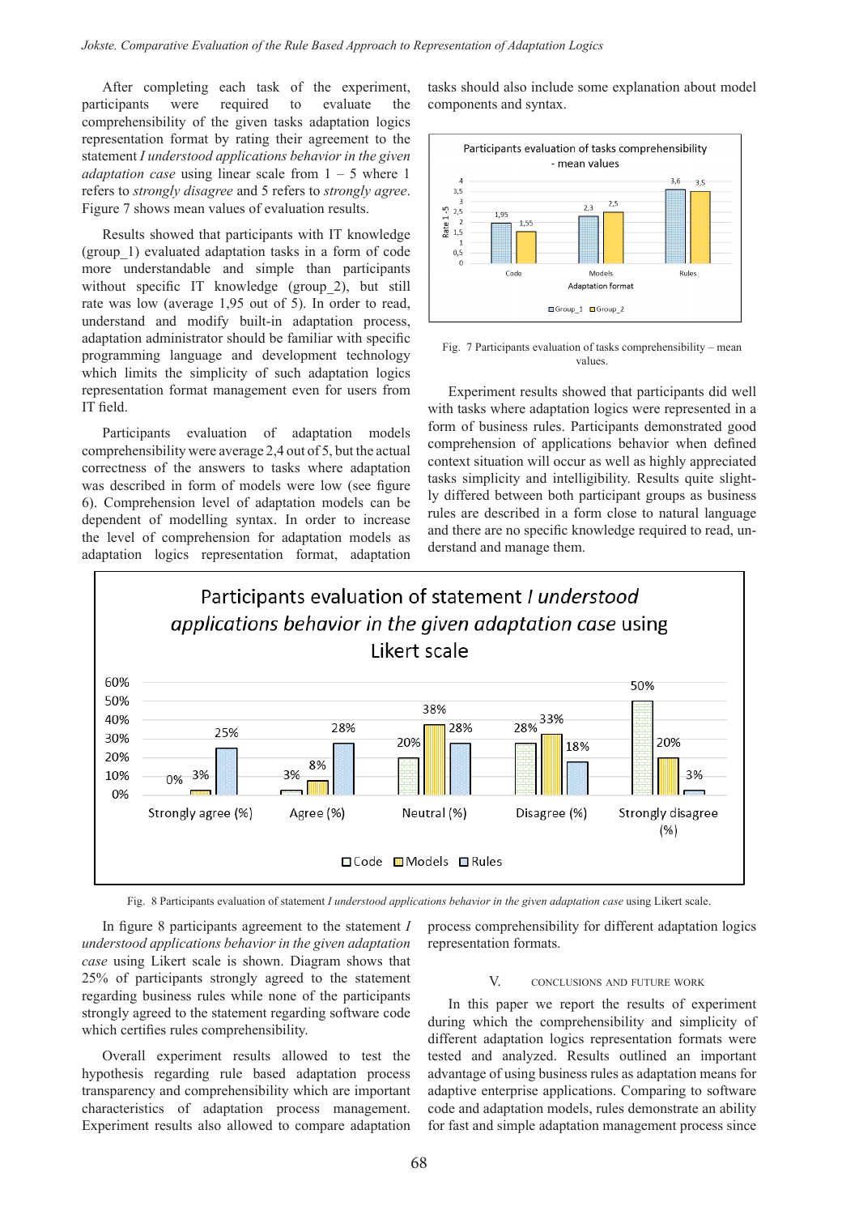After completing each task of the experiment, participants were required to evaluate the comprehensibility of the given tasks adaptation logics representation format by rating their agreement to the statement *I understood applications behavior in the given adaptation case* using linear scale from 1 – 5 where 1 refers to *strongly disagree* and 5 refers to *strongly agree*. Figure 7 shows mean values of evaluation results.

Results showed that participants with IT knowledge (group_1) evaluated adaptation tasks in a form of code more understandable and simple than participants without specific IT knowledge (group_2), but still rate was low (average 1,95 out of 5). In order to read, understand and modify built-in adaptation process, adaptation administrator should be familiar with specific programming language and development technology which limits the simplicity of such adaptation logics representation format management even for users from IT field.

Participants evaluation of adaptation models comprehensibility were average 2,4 out of 5, but the actual correctness of the answers to tasks where adaptation was described in form of models were low (see figure 6). Comprehension level of adaptation models can be dependent of modelling syntax. In order to increase the level of comprehension for adaptation models as adaptation logics representation format, adaptation tasks should also include some explanation about model components and syntax.

Fig. 7 Participants evaluation of tasks comprehensibility – mean values.

Experiment results showed that participants did well with tasks where adaptation logics were represented in a form of business rules. Participants demonstrated good comprehension of applications behavior when defined context situation will occur as well as highly appreciated tasks simplicity and intelligibility. Results quite slightly differed between both participant groups as business rules are described in a form close to natural language and there are no specific knowledge required to read, understand and manage them.

Fig. 8 Participants evaluation of statement *I understood applications behavior in the given adaptation case* using Likert scale.

In figure 8 participants agreement to the statement *I understood applications behavior in the given adaptation case* using Likert scale is shown. Diagram shows that 25% of participants strongly agreed to the statement regarding business rules while none of the participants strongly agreed to the statement regarding software code which certifies rules comprehensibility.

Overall experiment results allowed to test the hypothesis regarding rule based adaptation process transparency and comprehensibility which are important characteristics of adaptation process management. Experiment results also allowed to compare adaptation process comprehensibility for different adaptation logics representation formats.

## V. CONCLUSIONS AND FUTURE WORK

In this paper we report the results of experiment during which the comprehensibility and simplicity of different adaptation logics representation formats were tested and analyzed. Results outlined an important advantage of using business rules as adaptation means for adaptive enterprise applications. Comparing to software code and adaptation models, rules demonstrate an ability for fast and simple adaptation management process since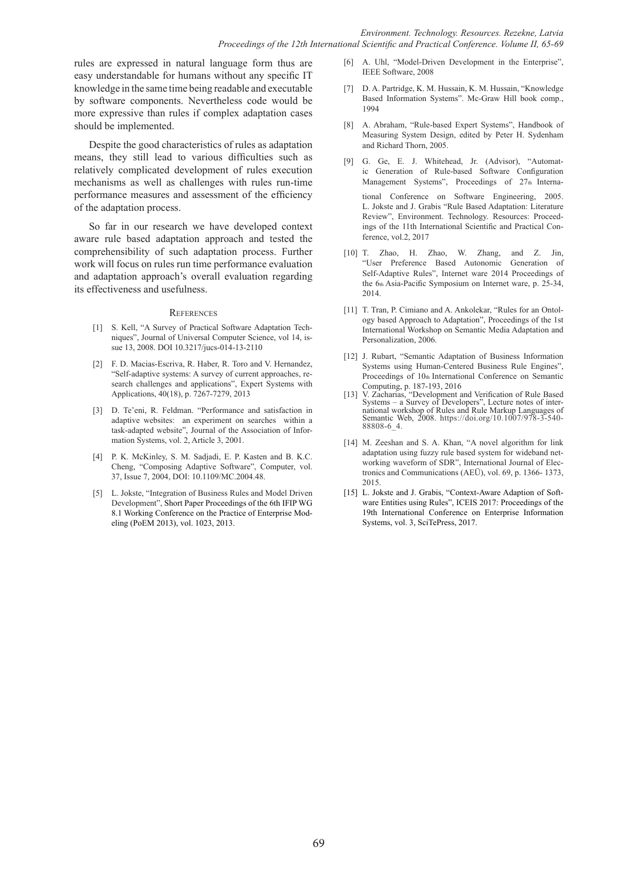rules are expressed in natural language form thus are easy understandable for humans without any specific IT knowledge in the same time being readable and executable by software components. Nevertheless code would be more expressive than rules if complex adaptation cases should be implemented.

Despite the good characteristics of rules as adaptation means, they still lead to various difficulties such as relatively complicated development of rules execution mechanisms as well as challenges with rules run-time performance measures and assessment of the efficiency of the adaptation process.

So far in our research we have developed context aware rule based adaptation approach and tested the comprehensibility of such adaptation process. Further work will focus on rules run time performance evaluation and adaptation approach's overall evaluation regarding its effectiveness and usefulness.

## References

[1] S. Kell, "A Survey of Practical Software Adaptation Techniques", Journal of Universal Computer Science, vol 14, issue 13, 2008. DOI 10.3217/jucs-014-13-2110

[2] F. D. Macias-Escriva, R. Haber, R. Toro and V. Hernandez, "Self-adaptive systems: A survey of current approaches, research challenges and applications", Expert Systems with Applications, 40(18), p. 7267-7279, 2013

[3] D. Te'eni, R. Feldman. "Performance and satisfaction in adaptive websites: an experiment on searches within a task-adapted website", Journal of the Association of Information Systems, vol. 2, Article 3, 2001.

[4] P. K. McKinley, S. M. Sadjadi, E. P. Kasten and B. K.C. Cheng, "Composing Adaptive Software", Computer, vol. 37, Issue 7, 2004, DOI: 10.1109/MC.2004.48.

[5] L. Jokste, "Integration of Business Rules and Model Driven Development", Short Paper Proceedings of the 6th IFIP WG 8.1 Working Conference on the Practice of Enterprise Modeling (PoEM 2013), vol. 1023, 2013.

[6] A. Uhl, "Model-Driven Development in the Enterprise", IEEE Software, 2008

[7] D. A. Partridge, K. M. Hussain, K. M. Hussain, "Knowledge Based Information Systems". Mc-Graw Hill book comp., 1994

[8] A. Abraham, "Rule-based Expert Systems", Handbook of Measuring System Design, edited by Peter H. Sydenham and Richard Thorn, 2005.

[9] G. Ge, E. J. Whitehead, Jr. (Advisor), "Automatic Generation of Rule-based Software Configuration Management Systems", Proceedings of 27th International Conference on Software Engineering, 2005. L. Jokste and J. Grabis "Rule Based Adaptation: Literature Review", Environment. Technology. Resources: Proceedings of the 11th International Scientific and Practical Conference, vol.2, 2017

[10] T. Zhao, H. Zhao, W. Zhang, and Z. Jin, "User Preference Based Autonomic Generation of Self-Adaptive Rules", Internet ware 2014 Proceedings of the 6th Asia-Pacific Symposium on Internet ware, p. 25-34, 2014.

[11] T. Tran, P. Cimiano and A. Ankolekar, "Rules for an Ontology based Approach to Adaptation", Proceedings of the 1st International Workshop on Semantic Media Adaptation and Personalization, 2006.

[12] J. Rubart, "Semantic Adaptation of Business Information Systems using Human-Centered Business Rule Engines", Proceedings of 10th International Conference on Semantic Computing, p. 187-193, 2016

[13] V. Zacharias, "Development and Verification of Rule Based Systems – a Survey of Developers", Lecture notes of international workshop of Rules and Rule Markup Languages of Semantic Web, 2008. https://doi.org/10.1007/978-3-540-88808-6_4.

[14] M. Zeeshan and S. A. Khan, "A novel algorithm for link adaptation using fuzzy rule based system for wideband networking waveform of SDR", International Journal of Electronics and Communications (AEÜ), vol. 69, p. 1366- 1373, 2015.

[15] L. Jokste and J. Grabis, "Context-Aware Adaption of Software Entities using Rules", ICEIS 2017: Proceedings of the 19th International Conference on Enterprise Information Systems, vol. 3, SciTePress, 2017.